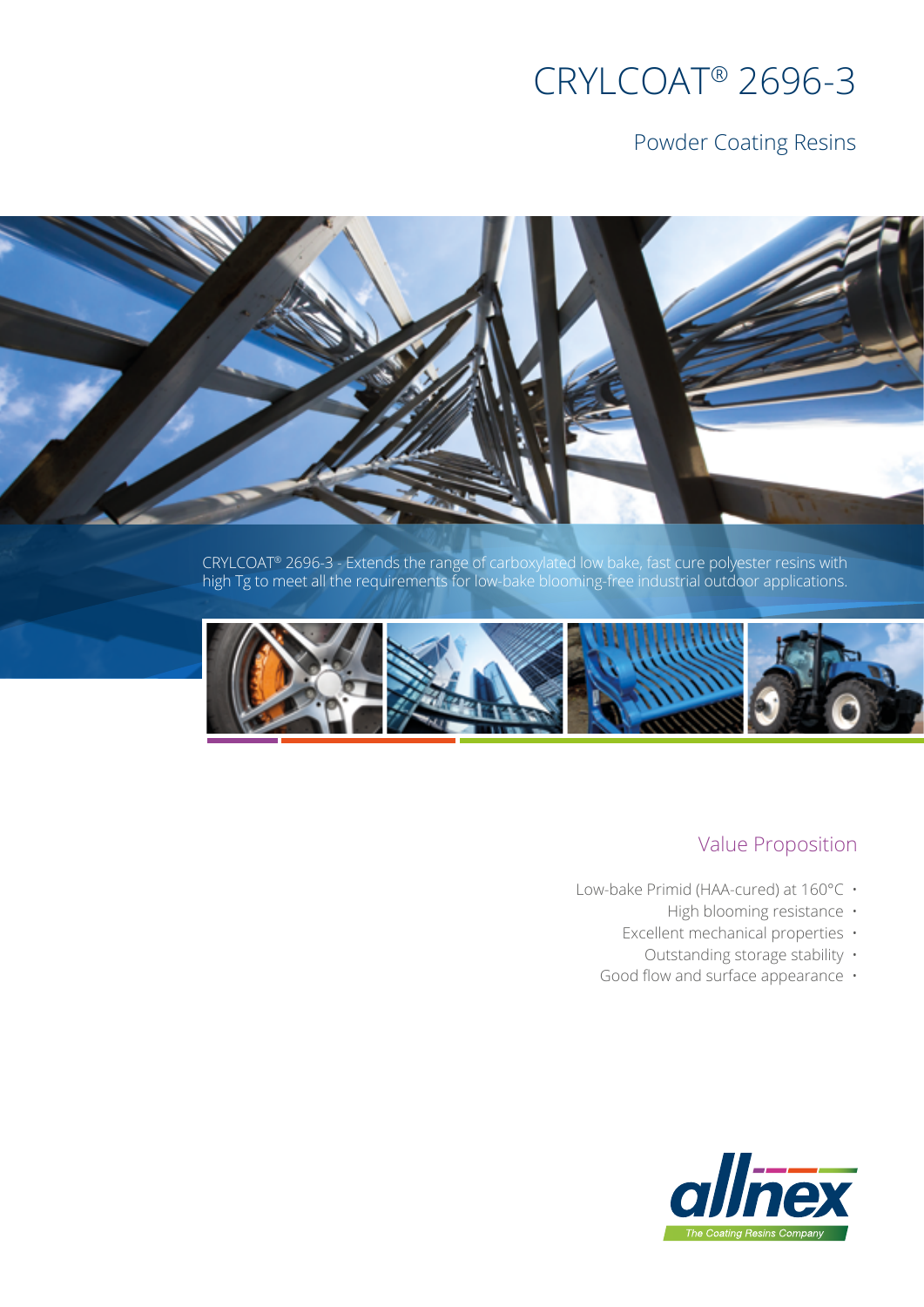# CRYLCOAT® 2696-3

## Powder Coating Resins

CRYLCOAT® 2696-3 - Extends the range of carboxylated low bake, fast cure polyester resins with high Tg to meet all the requirements for low-bake blooming-free industrial outdoor applications.

## Value Proposition

- Low-bake Primid (HAA-cured) at 160°C
- High blooming resistance
- Excellent mechanical properties
- Outstanding storage stability
- Good flow and surface appearance

allnex
The Coating Resins Company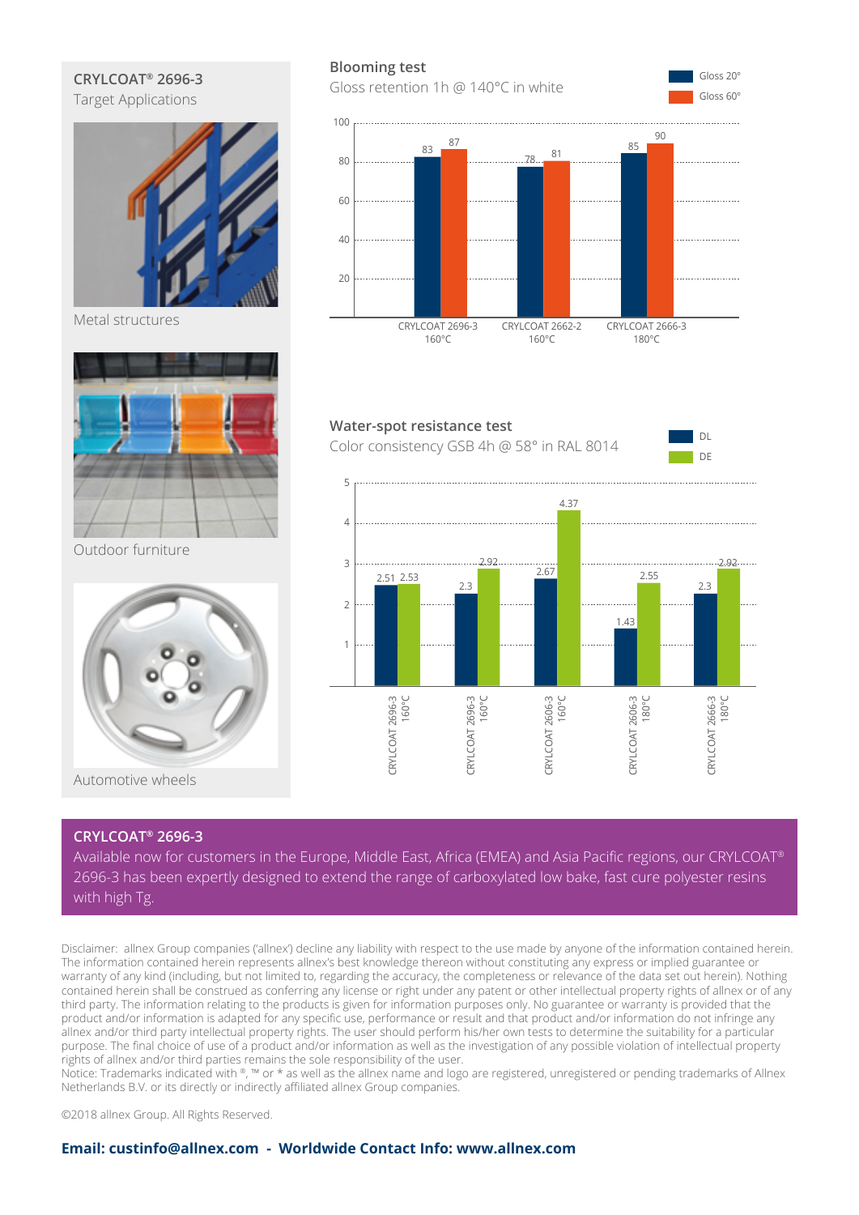**CRYLCOAT® 2696-3**

Target Applications

Metal structures

Outdoor furniture

Automotive wheels

**Blooming test**

Gloss retention 1h @ 140°C in white

Gloss 20°
Gloss 60°

100
80
60
40
20

83 87
78 81
85 90

CRYLCOAT 2696-3 160°C
CRYLCOAT 2662-2 160°C
CRYLCOAT 2666-3 180°C

**Water-spot resistance test**

Color consistency GSB 4h @ 58° in RAL 8014

DL
DE

5
4
3
2
1

2.51 2.53
2.3 2.92
2.67 4.37
1.43 2.55
2.3 2.92

CRYLCOAT 2696-3 160°C
CRYLCOAT 2696-3 160°C
CRYLCOAT 2606-3 160°C
CRYLCOAT 2606-3 180°C
CRYLCOAT 2666-3 180°C

**CRYLCOAT® 2696-3**

Available now for customers in the Europe, Middle East, Africa (EMEA) and Asia Pacific regions, our CRYLCOAT® 2696-3 has been expertly designed to extend the range of carboxylated low bake, fast cure polyester resins with high Tg.

Disclaimer: allnex Group companies ('allnex') decline any liability with respect to the use made by anyone of the information contained herein. The information contained herein represents allnex's best knowledge thereon without constituting any express or implied guarantee or warranty of any kind (including, but not limited to, regarding the accuracy, the completeness or relevance of the data set out herein). Nothing contained herein shall be construed as conferring any license or right under any patent or other intellectual property rights of allnex or of any third party. The information relating to the products is given for information purposes only. No guarantee or warranty is provided that the product and/or information is adapted for any specific use, performance or result and that product and/or information do not infringe any allnex and/or third party intellectual property rights. The user should perform his/her own tests to determine the suitability for a particular purpose. The final choice of use of a product and/or information as well as the investigation of any possible violation of intellectual property rights of allnex and/or third parties remains the sole responsibility of the user.
Notice: Trademarks indicated with ®, ™ or * as well as the allnex name and logo are registered, unregistered or pending trademarks of Allnex Netherlands B.V. or its directly or indirectly affiliated allnex Group companies.

©2018 allnex Group. All Rights Reserved.

**Email: custinfo@allnex.com - Worldwide Contact Info: www.allnex.com**